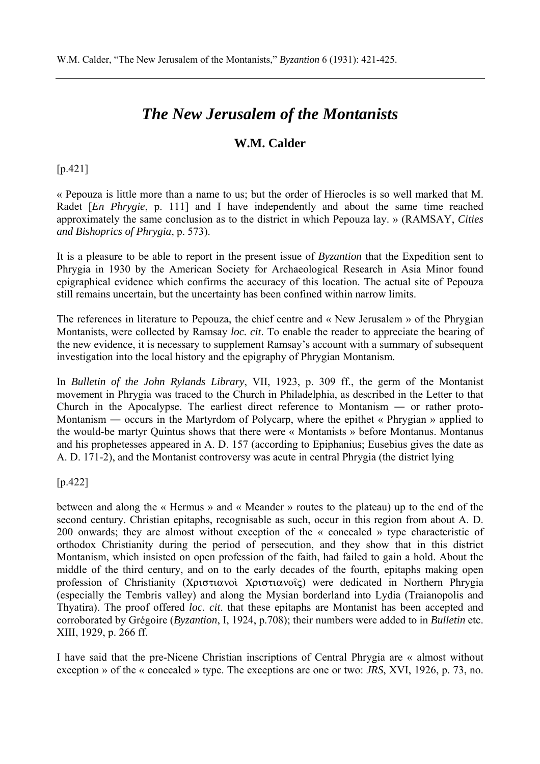W.M. Calder, "The New Jerusalem of the Montanists," *Byzantion* 6 (1931): 421-425.

# *The New Jerusalem of the Montanists*

## W.M. Calder

[p.421]

« Pepouza is little more than a name to us; but the order of Hierocles is so well marked that M. Radet [*En Phrygie*, p. 111] and I have independently and about the same time reached approximately the same conclusion as to the district in which Pepouza lay. » (RAMSAY, *Cities and Bishoprics of Phrygia*, p. 573).

It is a pleasure to be able to report in the present issue of *Byzantion* that the Expedition sent to Phrygia in 1930 by the American Society for Archaeological Research in Asia Minor found epigraphical evidence which confirms the accuracy of this location. The actual site of Pepouza still remains uncertain, but the uncertainty has been confined within narrow limits.

The references in literature to Pepouza, the chief centre and « New Jerusalem » of the Phrygian Montanists, were collected by Ramsay *loc. cit*. To enable the reader to appreciate the bearing of the new evidence, it is necessary to supplement Ramsay's account with a summary of subsequent investigation into the local history and the epigraphy of Phrygian Montanism.

In *Bulletin of the John Rylands Library*, VII, 1923, p. 309 ff., the germ of the Montanist movement in Phrygia was traced to the Church in Philadelphia, as described in the Letter to that Church in the Apocalypse. The earliest direct reference to Montanism ― or rather proto-Montanism ― occurs in the Martyrdom of Polycarp, where the epithet « Phrygian » applied to the would-be martyr Quintus shows that there were « Montanists » before Montanus. Montanus and his prophetesses appeared in A. D. 157 (according to Epiphanius; Eusebius gives the date as A. D. 171-2), and the Montanist controversy was acute in central Phrygia (the district lying

[p.422]

between and along the « Hermus » and « Meander » routes to the plateau) up to the end of the second century. Christian epitaphs, recognisable as such, occur in this region from about A. D. 200 onwards; they are almost without exception of the « concealed » type characteristic of orthodox Christianity during the period of persecution, and they show that in this district Montanism, which insisted on open profession of the faith, had failed to gain a hold. About the middle of the third century, and on to the early decades of the fourth, epitaphs making open profession of Christianity (Χριστιανοὶ Χριστιανοῖς) were dedicated in Northern Phrygia (especially the Tembris valley) and along the Mysian borderland into Lydia (Traianopolis and Thyatira). The proof offered *loc. cit*. that these epitaphs are Montanist has been accepted and corroborated by Grégoire (*Byzantion*, I, 1924, p.708); their numbers were added to in *Bulletin* etc. XIII, 1929, p. 266 ff.

I have said that the pre-Nicene Christian inscriptions of Central Phrygia are « almost without exception » of the « concealed » type. The exceptions are one or two: *JRS*, XVI, 1926, p. 73, no.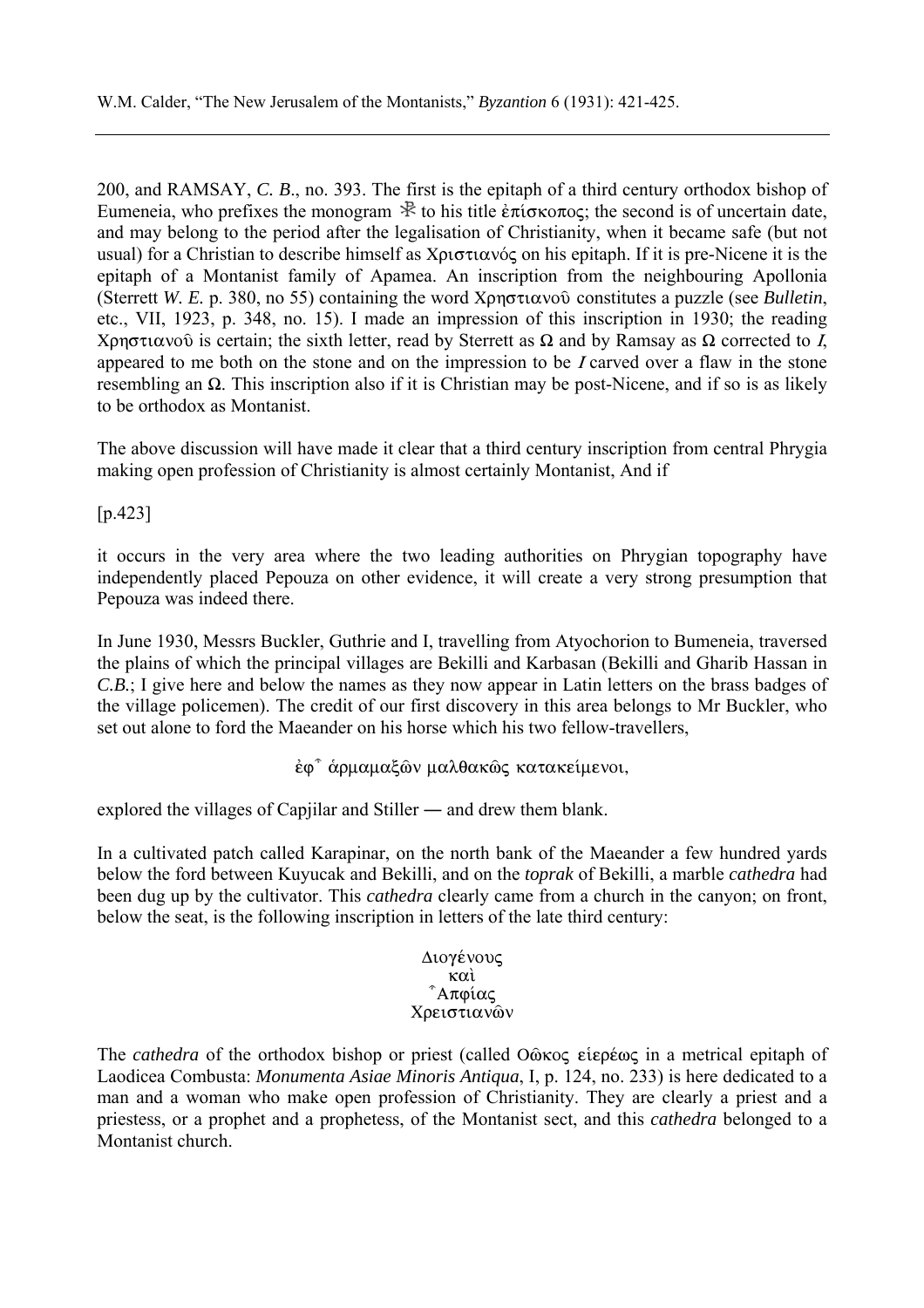200, and RAMSAY, *C. B*., no. 393. The first is the epitaph of a third century orthodox bishop of Eumeneia, who prefixes the monogram ☧ to his title ἐπίσκοπος; the second is of uncertain date, and may belong to the period after the legalisation of Christianity, when it became safe (but not usual) for a Christian to describe himself as Χριστιανός on his epitaph. If it is pre-Nicene it is the epitaph of a Montanist family of Apamea. An inscription from the neighbouring Apollonia (Sterrett *W. E.* p. 380, no 55) containing the word Χρηστιανοῦ constitutes a puzzle (see *Bulletin*, etc., VII, 1923, p. 348, no. 15). I made an impression of this inscription in 1930; the reading Χρηστιανοῦ is certain; the sixth letter, read by Sterrett as Ω and by Ramsay as Ω corrected to *I*, appeared to me both on the stone and on the impression to be *I* carved over a flaw in the stone resembling an Ω. This inscription also if it is Christian may be post-Nicene, and if so is as likely to be orthodox as Montanist.

The above discussion will have made it clear that a third century inscription from central Phrygia making open profession of Christianity is almost certainly Montanist, And if

[p.423]

it occurs in the very area where the two leading authorities on Phrygian topography have independently placed Pepouza on other evidence, it will create a very strong presumption that Pepouza was indeed there.

In June 1930, Messrs Buckler, Guthrie and I, travelling from Atyochorion to Bumeneia, traversed the plains of which the principal villages are Bekilli and Karbasan (Bekilli and Gharib Hassan in *C.B.*; I give here and below the names as they now appear in Latin letters on the brass badges of the village policemen). The credit of our first discovery in this area belongs to Mr Buckler, who set out alone to ford the Maeander on his horse which his two fellow-travellers,

ἐφ᾽ ἁρμαμαξῶν μαλθακῶς κατακείμενοι,

explored the villages of Capjilar and Stiller — and drew them blank.

In a cultivated patch called Karapinar, on the north bank of the Maeander a few hundred yards below the ford between Kuyucak and Bekilli, and on the *toprak* of Bekilli, a marble *cathedra* had been dug up by the cultivator. This *cathedra* clearly came from a church in the canyon; on front, below the seat, is the following inscription in letters of the late third century:

Διογένους
καὶ
Ἀπφίας
Χρειστιανῶν

The *cathedra* of the orthodox bishop or priest (called Οῶκος εἰερέως in a metrical epitaph of Laodicea Combusta: *Monumenta Asiae Minoris Antiqua*, I, p. 124, no. 233) is here dedicated to a man and a woman who make open profession of Christianity. They are clearly a priest and a priestess, or a prophet and a prophetess, of the Montanist sect, and this *cathedra* belonged to a Montanist church.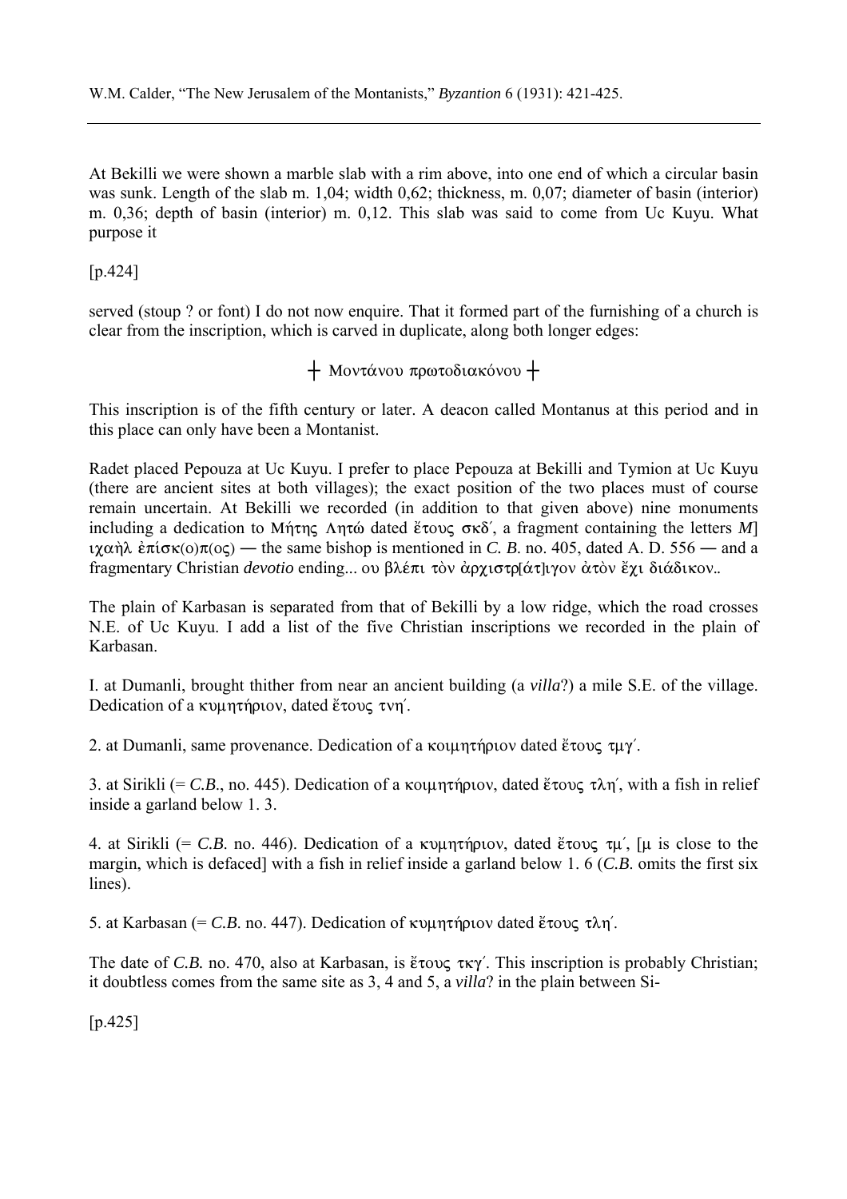At Bekilli we were shown a marble slab with a rim above, into one end of which a circular basin was sunk. Length of the slab m. 1,04; width 0,62; thickness, m. 0,07; diameter of basin (interior) m. 0,36; depth of basin (interior) m. 0,12. This slab was said to come from Uc Kuyu. What purpose it

[p.424]

served (stoup ? or font) I do not now enquire. That it formed part of the furnishing of a church is clear from the inscription, which is carved in duplicate, along both longer edges:

┼ Μοντάνου πρωτοδιακόνου ┼

This inscription is of the fifth century or later. A deacon called Montanus at this period and in this place can only have been a Montanist.

Radet placed Pepouza at Uc Kuyu. I prefer to place Pepouza at Bekilli and Tymion at Uc Kuyu (there are ancient sites at both villages); the exact position of the two places must of course remain uncertain. At Bekilli we recorded (in addition to that given above) nine monuments including a dedication to Μήτης Λητώ dated ἔτους σκδ´, a fragment containing the letters *Μ*]ιχαὴλ ἐπίσκ(ο)π(ος) — the same bishop is mentioned in *C. B.* no. 405, dated A. D. 556 — and a fragmentary Christian *devotio* ending... ου βλέπι τὸν ἀρχιστρ[άτ]ιγον ἀτὸν ἔχι διάδικον..

The plain of Karbasan is separated from that of Bekilli by a low ridge, which the road crosses N.E. of Uc Kuyu. I add a list of the five Christian inscriptions we recorded in the plain of Karbasan.

I. at Dumanli, brought thither from near an ancient building (a *villa*?) a mile S.E. of the village. Dedication of a κυμητήριον, dated ἔτους τνη´.

2. at Dumanli, same provenance. Dedication of a κοιμητήριον dated ἔτους τμγ´.

3. at Sirikli (= *C.B.*, no. 445). Dedication of a κοιμητήριον, dated ἔτους τλη´, with a fish in relief inside a garland below 1. 3.

4. at Sirikli (= *C.B.* no. 446). Dedication of a κυμητήριον, dated ἔτους τμ´, [μ is close to the margin, which is defaced] with a fish in relief inside a garland below 1. 6 (*C.B.* omits the first six lines).

5. at Karbasan (= *C.B.* no. 447). Dedication of κυμητήριον dated ἔτους τλη´.

The date of *C.B.* no. 470, also at Karbasan, is ἔτους τκγ´. This inscription is probably Christian; it doubtless comes from the same site as 3, 4 and 5, a *villa*? in the plain between Si-

[p.425]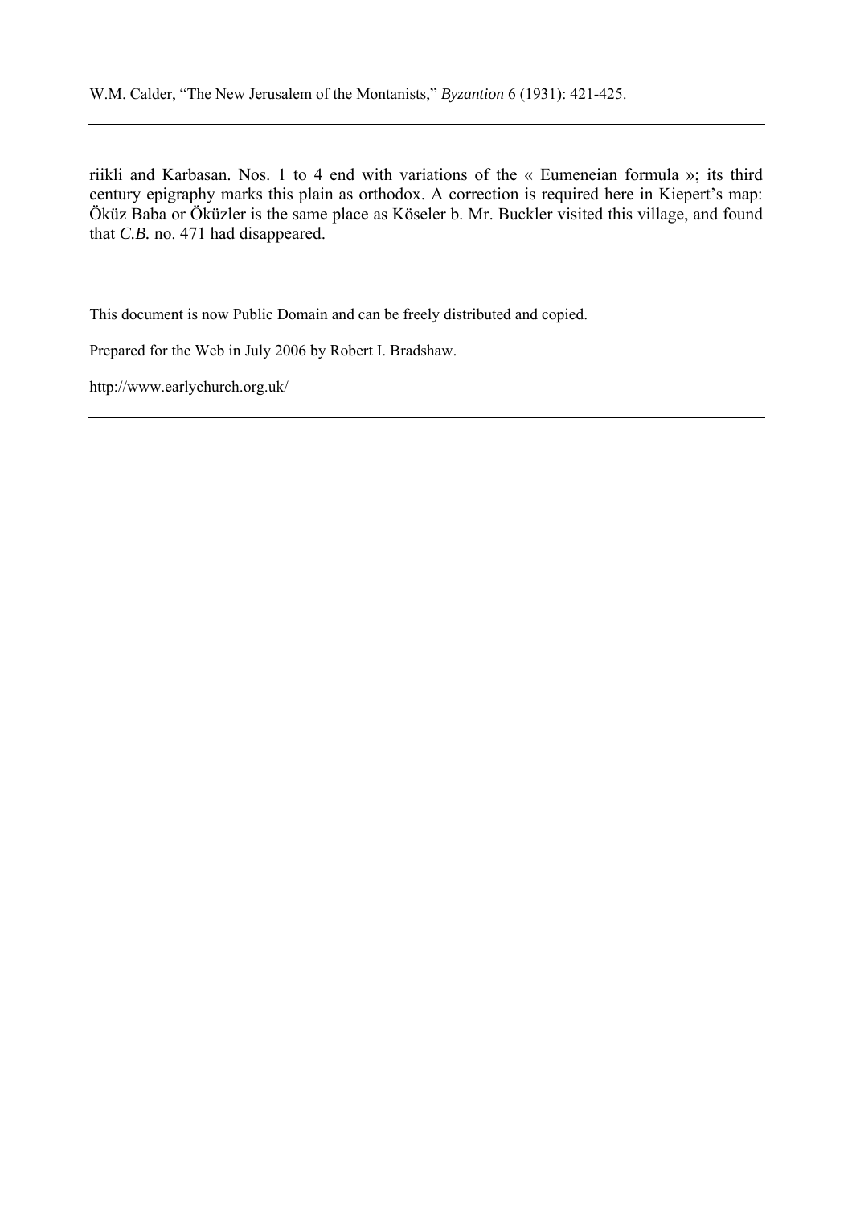riikli and Karbasan. Nos. 1 to 4 end with variations of the « Eumeneian formula »; its third century epigraphy marks this plain as orthodox. A correction is required here in Kiepert's map: Öküz Baba or Öküzler is the same place as Köseler b. Mr. Buckler visited this village, and found that *C.B.* no. 471 had disappeared.

---

This document is now Public Domain and can be freely distributed and copied.

Prepared for the Web in July 2006 by Robert I. Bradshaw.

http://www.earlychurch.org.uk/